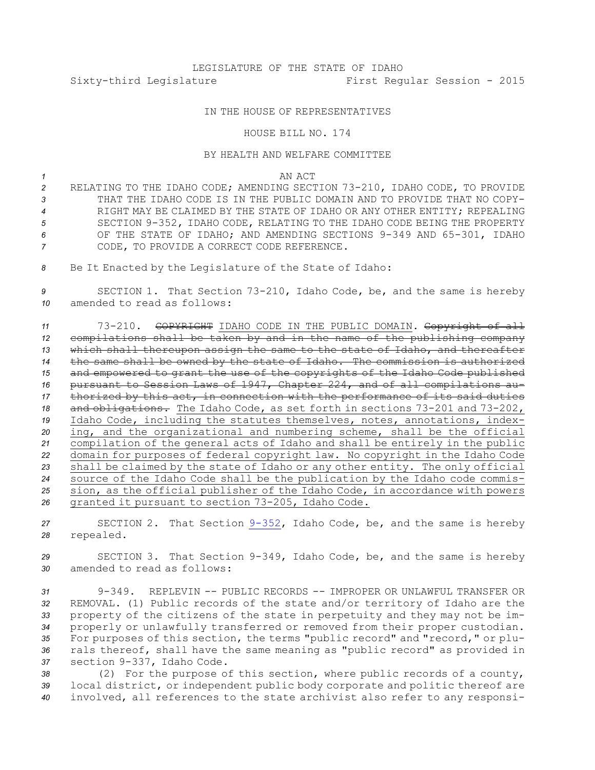LEGISLATURE OF THE STATE OF IDAHO
Sixty-third Legislature First Regular Session - 2015

IN THE HOUSE OF REPRESENTATIVES

HOUSE BILL NO. 174

BY HEALTH AND WELFARE COMMITTEE

AN ACT

RELATING TO THE IDAHO CODE; AMENDING SECTION 73-210, IDAHO CODE, TO PROVIDE THAT THE IDAHO CODE IS IN THE PUBLIC DOMAIN AND TO PROVIDE THAT NO COPYRIGHT MAY BE CLAIMED BY THE STATE OF IDAHO OR ANY OTHER ENTITY; REPEALING SECTION 9-352, IDAHO CODE, RELATING TO THE IDAHO CODE BEING THE PROPERTY OF THE STATE OF IDAHO; AND AMENDING SECTIONS 9-349 AND 65-301, IDAHO CODE, TO PROVIDE A CORRECT CODE REFERENCE.

Be It Enacted by the Legislature of the State of Idaho:

SECTION 1. That Section 73-210, Idaho Code, be, and the same is hereby amended to read as follows:

73-210. ~~COPYRIGHT~~ IDAHO CODE IN THE PUBLIC DOMAIN. ~~Copyright of all compilations shall be taken by and in the name of the publishing company which shall thereupon assign the same to the state of Idaho, and thereafter the same shall be owned by the state of Idaho. The commission is authorized and empowered to grant the use of the copyrights of the Idaho Code published pursuant to Session Laws of 1947, Chapter 224, and of all compilations authorized by this act, in connection with the performance of its said duties and obligations.~~ The Idaho Code, as set forth in sections 73-201 and 73-202, Idaho Code, including the statutes themselves, notes, annotations, indexing, and the organizational and numbering scheme, shall be the official compilation of the general acts of Idaho and shall be entirely in the public domain for purposes of federal copyright law. No copyright in the Idaho Code shall be claimed by the state of Idaho or any other entity. The only official source of the Idaho Code shall be the publication by the Idaho code commission, as the official publisher of the Idaho Code, in accordance with powers granted it pursuant to section 73-205, Idaho Code.

SECTION 2. That Section 9-352, Idaho Code, be, and the same is hereby repealed.

SECTION 3. That Section 9-349, Idaho Code, be, and the same is hereby amended to read as follows:

9-349. REPLEVIN -- PUBLIC RECORDS -- IMPROPER OR UNLAWFUL TRANSFER OR REMOVAL. (1) Public records of the state and/or territory of Idaho are the property of the citizens of the state in perpetuity and they may not be improperly or unlawfully transferred or removed from their proper custodian. For purposes of this section, the terms "public record" and "record," or plurals thereof, shall have the same meaning as "public record" as provided in section 9-337, Idaho Code.

(2) For the purpose of this section, where public records of a county, local district, or independent public body corporate and politic thereof are involved, all references to the state archivist also refer to any responsi-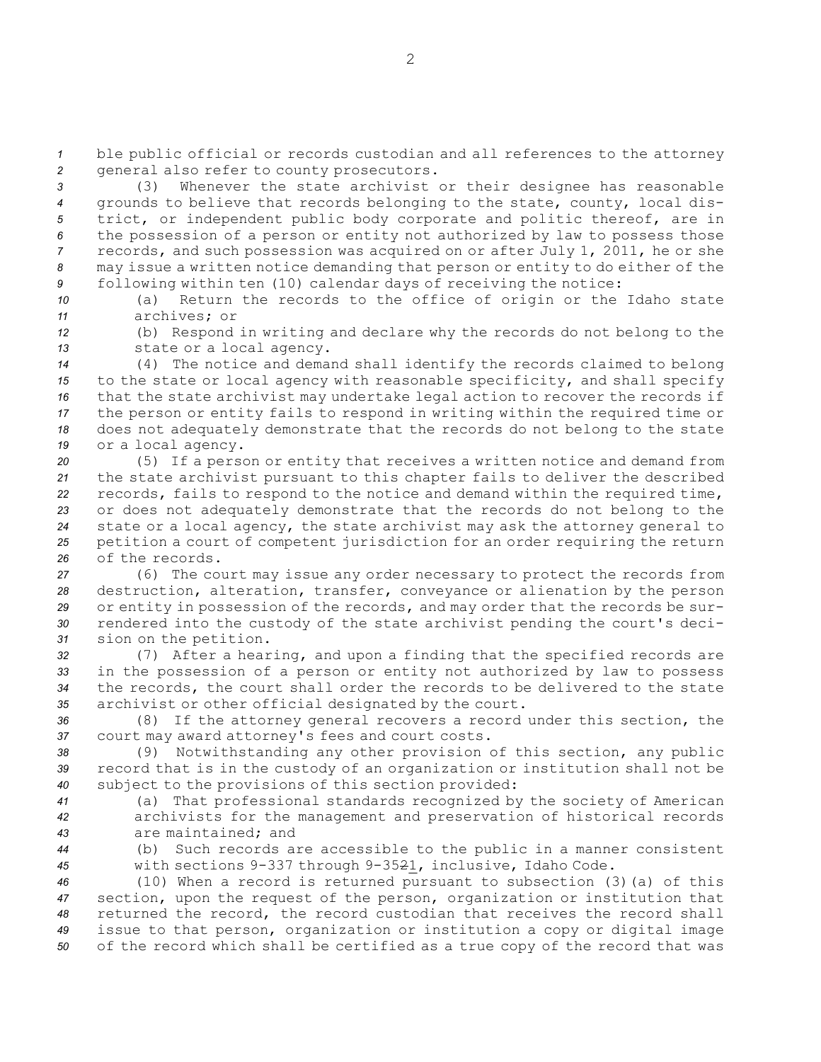ble public official or records custodian and all references to the attorney general also refer to county prosecutors.

(3) Whenever the state archivist or their designee has reasonable grounds to believe that records belonging to the state, county, local district, or independent public body corporate and politic thereof, are in the possession of a person or entity not authorized by law to possess those records, and such possession was acquired on or after July 1, 2011, he or she may issue a written notice demanding that person or entity to do either of the following within ten (10) calendar days of receiving the notice:

(a) Return the records to the office of origin or the Idaho state archives; or

(b) Respond in writing and declare why the records do not belong to the state or a local agency.

(4) The notice and demand shall identify the records claimed to belong to the state or local agency with reasonable specificity, and shall specify that the state archivist may undertake legal action to recover the records if the person or entity fails to respond in writing within the required time or does not adequately demonstrate that the records do not belong to the state or a local agency.

(5) If a person or entity that receives a written notice and demand from the state archivist pursuant to this chapter fails to deliver the described records, fails to respond to the notice and demand within the required time, or does not adequately demonstrate that the records do not belong to the state or a local agency, the state archivist may ask the attorney general to petition a court of competent jurisdiction for an order requiring the return of the records.

(6) The court may issue any order necessary to protect the records from destruction, alteration, transfer, conveyance or alienation by the person or entity in possession of the records, and may order that the records be surrendered into the custody of the state archivist pending the court's decision on the petition.

(7) After a hearing, and upon a finding that the specified records are in the possession of a person or entity not authorized by law to possess the records, the court shall order the records to be delivered to the state archivist or other official designated by the court.

(8) If the attorney general recovers a record under this section, the court may award attorney's fees and court costs.

(9) Notwithstanding any other provision of this section, any public record that is in the custody of an organization or institution shall not be subject to the provisions of this section provided:

(a) That professional standards recognized by the society of American archivists for the management and preservation of historical records are maintained; and

(b) Such records are accessible to the public in a manner consistent with sections 9-337 through 9-3521, inclusive, Idaho Code.

(10) When a record is returned pursuant to subsection (3)(a) of this section, upon the request of the person, organization or institution that returned the record, the record custodian that receives the record shall issue to that person, organization or institution a copy or digital image of the record which shall be certified as a true copy of the record that was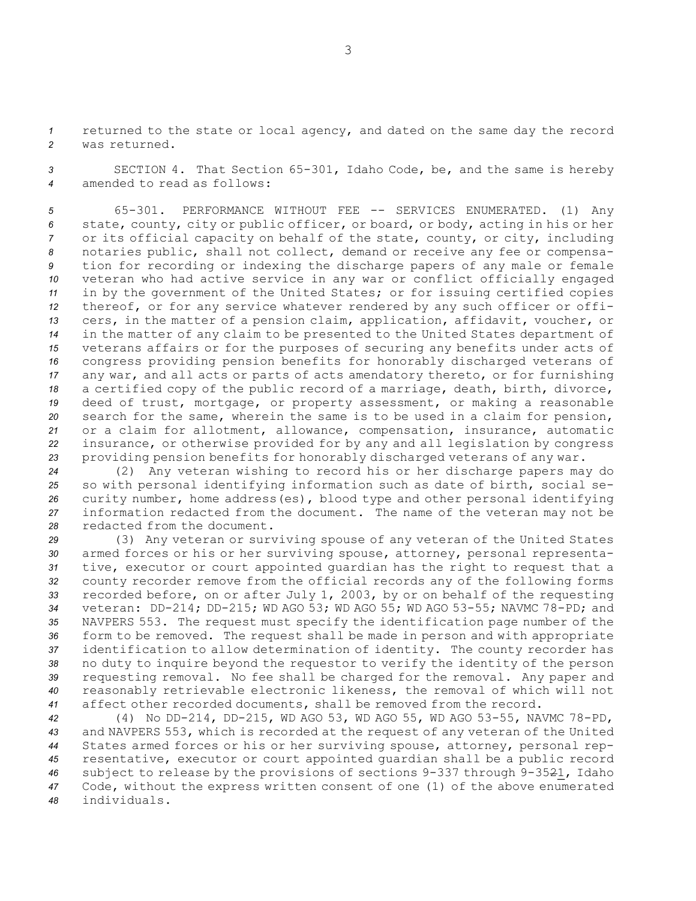returned to the state or local agency, and dated on the same day the record was returned.

SECTION 4. That Section 65-301, Idaho Code, be, and the same is hereby amended to read as follows:

65-301. PERFORMANCE WITHOUT FEE -- SERVICES ENUMERATED. (1) Any state, county, city or public officer, or board, or body, acting in his or her or its official capacity on behalf of the state, county, or city, including notaries public, shall not collect, demand or receive any fee or compensation for recording or indexing the discharge papers of any male or female veteran who had active service in any war or conflict officially engaged in by the government of the United States; or for issuing certified copies thereof, or for any service whatever rendered by any such officer or officers, in the matter of a pension claim, application, affidavit, voucher, or in the matter of any claim to be presented to the United States department of veterans affairs or for the purposes of securing any benefits under acts of congress providing pension benefits for honorably discharged veterans of any war, and all acts or parts of acts amendatory thereto, or for furnishing a certified copy of the public record of a marriage, death, birth, divorce, deed of trust, mortgage, or property assessment, or making a reasonable search for the same, wherein the same is to be used in a claim for pension, or a claim for allotment, allowance, compensation, insurance, automatic insurance, or otherwise provided for by any and all legislation by congress providing pension benefits for honorably discharged veterans of any war.

(2) Any veteran wishing to record his or her discharge papers may do so with personal identifying information such as date of birth, social security number, home address(es), blood type and other personal identifying information redacted from the document. The name of the veteran may not be redacted from the document.

(3) Any veteran or surviving spouse of any veteran of the United States armed forces or his or her surviving spouse, attorney, personal representative, executor or court appointed guardian has the right to request that a county recorder remove from the official records any of the following forms recorded before, on or after July 1, 2003, by or on behalf of the requesting veteran: DD-214; DD-215; WD AGO 53; WD AGO 55; WD AGO 53-55; NAVMC 78-PD; and NAVPERS 553. The request must specify the identification page number of the form to be removed. The request shall be made in person and with appropriate identification to allow determination of identity. The county recorder has no duty to inquire beyond the requestor to verify the identity of the person requesting removal. No fee shall be charged for the removal. Any paper and reasonably retrievable electronic likeness, the removal of which will not affect other recorded documents, shall be removed from the record.

(4) No DD-214, DD-215, WD AGO 53, WD AGO 55, WD AGO 53-55, NAVMC 78-PD, and NAVPERS 553, which is recorded at the request of any veteran of the United States armed forces or his or her surviving spouse, attorney, personal representative, executor or court appointed guardian shall be a public record subject to release by the provisions of sections 9-337 through 9-3521, Idaho Code, without the express written consent of one (1) of the above enumerated individuals.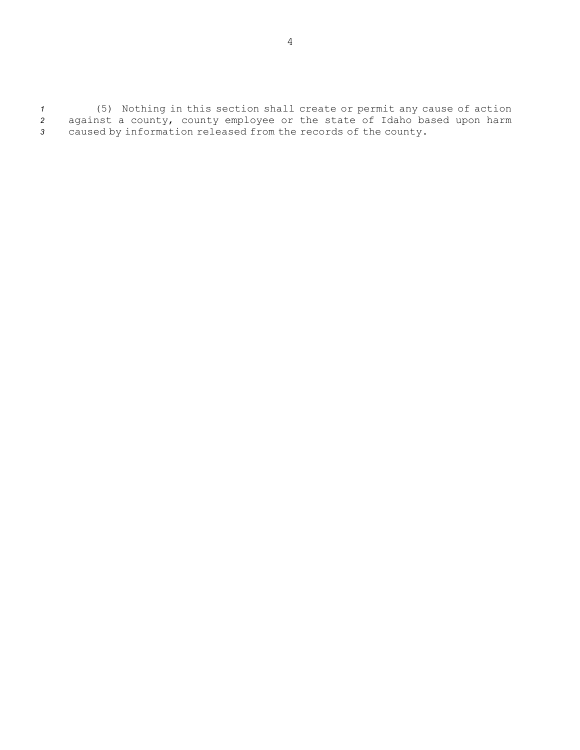(5) Nothing in this section shall create or permit any cause of action against a county, county employee or the state of Idaho based upon harm caused by information released from the records of the county.